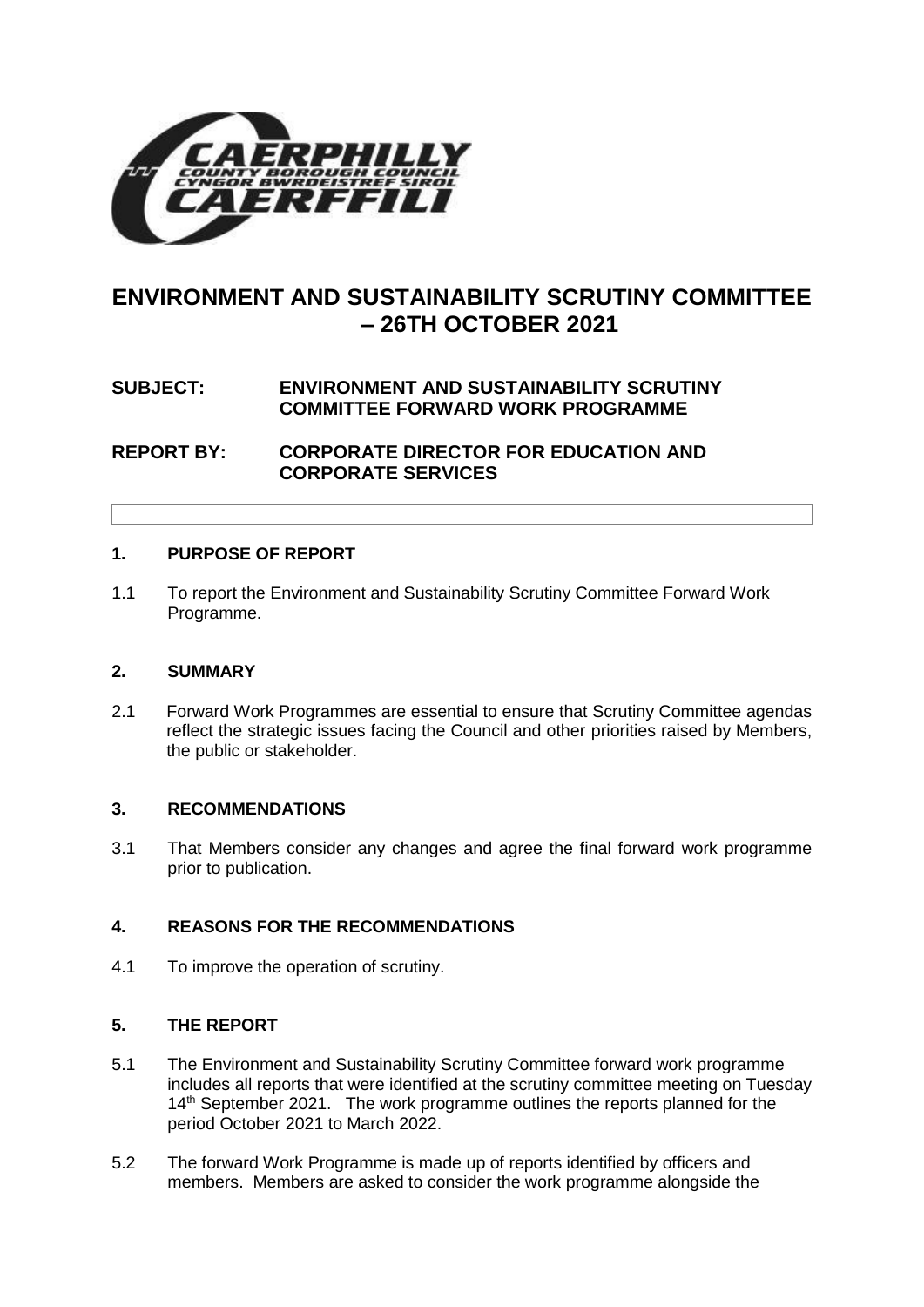# ENVIRONMENT AND SUSTAINABILITY SCRUTINY COMMITTEE – 26TH OCTOBER 2021

**SUBJECT: ENVIRONMENT AND SUSTAINABILITY SCRUTINY COMMITTEE FORWARD WORK PROGRAMME**

**REPORT BY: CORPORATE DIRECTOR FOR EDUCATION AND CORPORATE SERVICES**

## 1. PURPOSE OF REPORT

1.1 To report the Environment and Sustainability Scrutiny Committee Forward Work Programme.

## 2. SUMMARY

2.1 Forward Work Programmes are essential to ensure that Scrutiny Committee agendas reflect the strategic issues facing the Council and other priorities raised by Members, the public or stakeholder.

## 3. RECOMMENDATIONS

3.1 That Members consider any changes and agree the final forward work programme prior to publication.

## 4. REASONS FOR THE RECOMMENDATIONS

4.1 To improve the operation of scrutiny.

## 5. THE REPORT

5.1 The Environment and Sustainability Scrutiny Committee forward work programme includes all reports that were identified at the scrutiny committee meeting on Tuesday 14th September 2021. The work programme outlines the reports planned for the period October 2021 to March 2022.

5.2 The forward Work Programme is made up of reports identified by officers and members. Members are asked to consider the work programme alongside the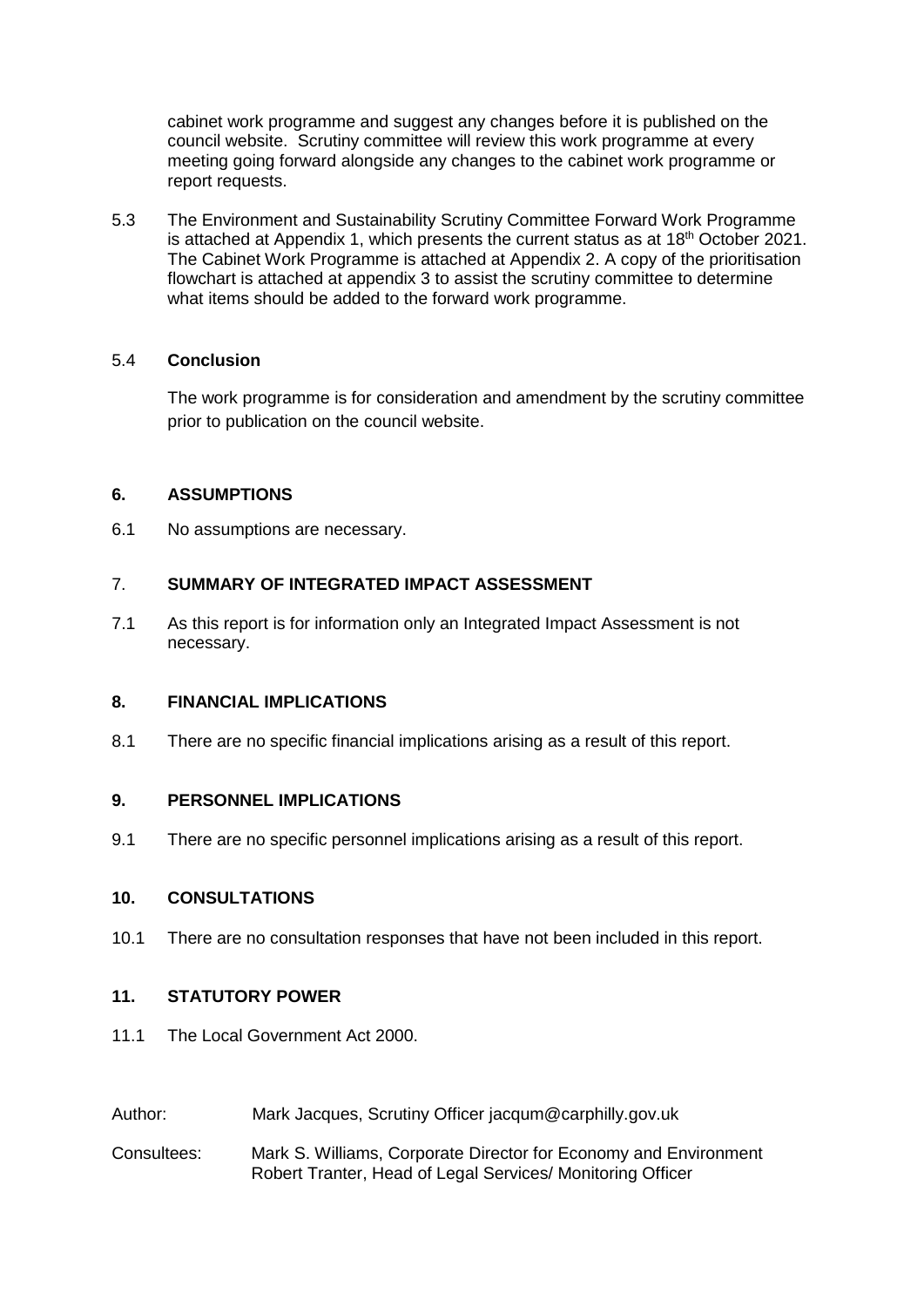cabinet work programme and suggest any changes before it is published on the council website. Scrutiny committee will review this work programme at every meeting going forward alongside any changes to the cabinet work programme or report requests.

5.3 The Environment and Sustainability Scrutiny Committee Forward Work Programme is attached at Appendix 1, which presents the current status as at 18th October 2021. The Cabinet Work Programme is attached at Appendix 2. A copy of the prioritisation flowchart is attached at appendix 3 to assist the scrutiny committee to determine what items should be added to the forward work programme.

5.4 **Conclusion**

The work programme is for consideration and amendment by the scrutiny committee prior to publication on the council website.

## 6. ASSUMPTIONS

6.1 No assumptions are necessary.

## 7. SUMMARY OF INTEGRATED IMPACT ASSESSMENT

7.1 As this report is for information only an Integrated Impact Assessment is not necessary.

## 8. FINANCIAL IMPLICATIONS

8.1 There are no specific financial implications arising as a result of this report.

## 9. PERSONNEL IMPLICATIONS

9.1 There are no specific personnel implications arising as a result of this report.

## 10. CONSULTATIONS

10.1 There are no consultation responses that have not been included in this report.

## 11. STATUTORY POWER

11.1 The Local Government Act 2000.

Author: Mark Jacques, Scrutiny Officer jacqum@carphilly.gov.uk

Consultees: Mark S. Williams, Corporate Director for Economy and Environment
Robert Tranter, Head of Legal Services/ Monitoring Officer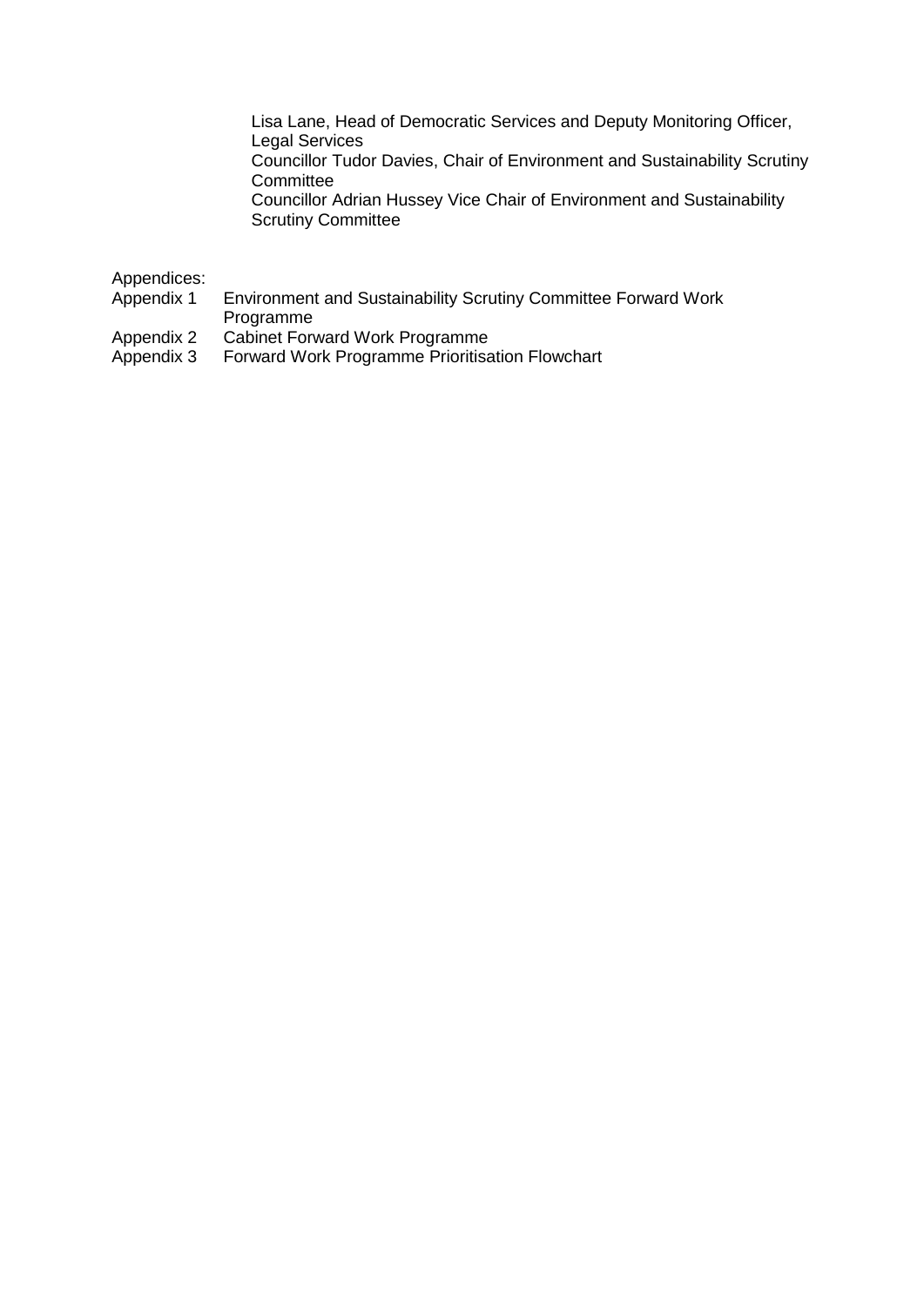Lisa Lane, Head of Democratic Services and Deputy Monitoring Officer, Legal Services
Councillor Tudor Davies, Chair of Environment and Sustainability Scrutiny Committee
Councillor Adrian Hussey Vice Chair of Environment and Sustainability Scrutiny Committee

Appendices:

| | |
|---|---|
| Appendix 1 | Environment and Sustainability Scrutiny Committee Forward Work Programme |
| Appendix 2 | Cabinet Forward Work Programme |
| Appendix 3 | Forward Work Programme Prioritisation Flowchart |